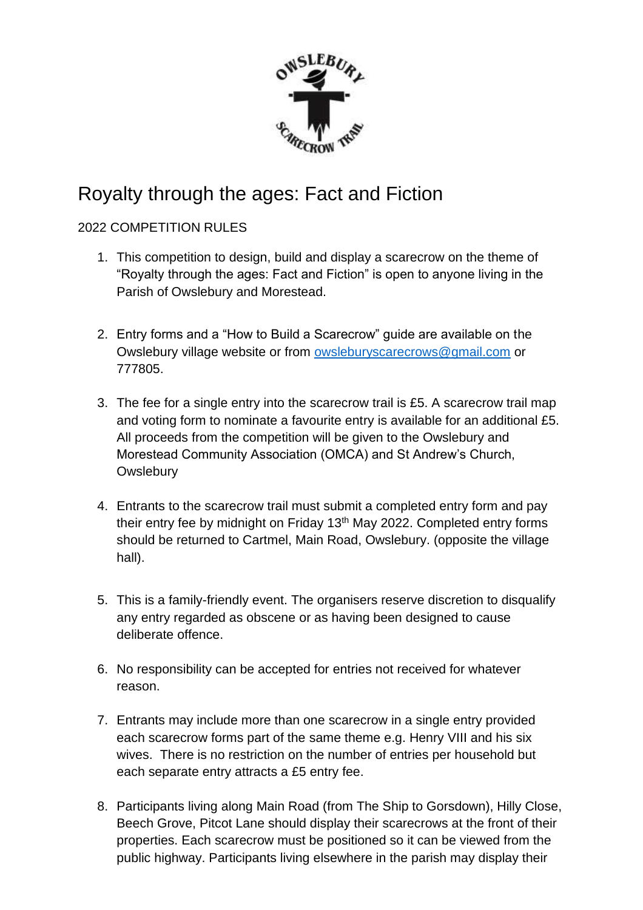# Royalty through the ages: Fact and Fiction

2022 COMPETITION RULES

1. This competition to design, build and display a scarecrow on the theme of "Royalty through the ages: Fact and Fiction" is open to anyone living in the Parish of Owslebury and Morestead.

2. Entry forms and a "How to Build a Scarecrow" guide are available on the Owslebury village website or from owsleburyscarecrows@gmail.com or 777805.

3. The fee for a single entry into the scarecrow trail is £5. A scarecrow trail map and voting form to nominate a favourite entry is available for an additional £5. All proceeds from the competition will be given to the Owslebury and Morestead Community Association (OMCA) and St Andrew's Church, Owslebury

4. Entrants to the scarecrow trail must submit a completed entry form and pay their entry fee by midnight on Friday 13th May 2022. Completed entry forms should be returned to Cartmel, Main Road, Owslebury. (opposite the village hall).

5. This is a family-friendly event. The organisers reserve discretion to disqualify any entry regarded as obscene or as having been designed to cause deliberate offence.

6. No responsibility can be accepted for entries not received for whatever reason.

7. Entrants may include more than one scarecrow in a single entry provided each scarecrow forms part of the same theme e.g. Henry VIII and his six wives. There is no restriction on the number of entries per household but each separate entry attracts a £5 entry fee.

8. Participants living along Main Road (from The Ship to Gorsdown), Hilly Close, Beech Grove, Pitcot Lane should display their scarecrows at the front of their properties. Each scarecrow must be positioned so it can be viewed from the public highway. Participants living elsewhere in the parish may display their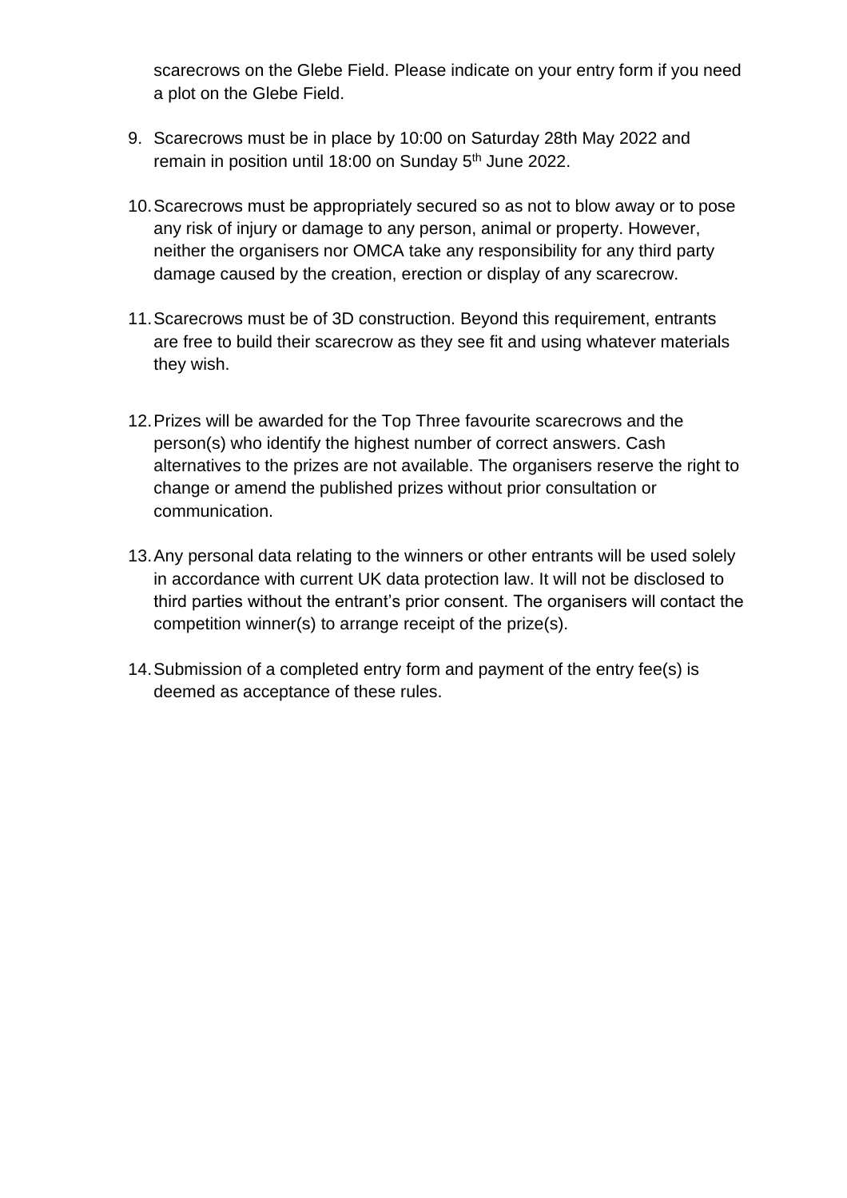scarecrows on the Glebe Field. Please indicate on your entry form if you need a plot on the Glebe Field.

9. Scarecrows must be in place by 10:00 on Saturday 28th May 2022 and remain in position until 18:00 on Sunday 5th June 2022.

10. Scarecrows must be appropriately secured so as not to blow away or to pose any risk of injury or damage to any person, animal or property. However, neither the organisers nor OMCA take any responsibility for any third party damage caused by the creation, erection or display of any scarecrow.

11. Scarecrows must be of 3D construction. Beyond this requirement, entrants are free to build their scarecrow as they see fit and using whatever materials they wish.

12. Prizes will be awarded for the Top Three favourite scarecrows and the person(s) who identify the highest number of correct answers. Cash alternatives to the prizes are not available. The organisers reserve the right to change or amend the published prizes without prior consultation or communication.

13. Any personal data relating to the winners or other entrants will be used solely in accordance with current UK data protection law. It will not be disclosed to third parties without the entrant's prior consent. The organisers will contact the competition winner(s) to arrange receipt of the prize(s).

14. Submission of a completed entry form and payment of the entry fee(s) is deemed as acceptance of these rules.